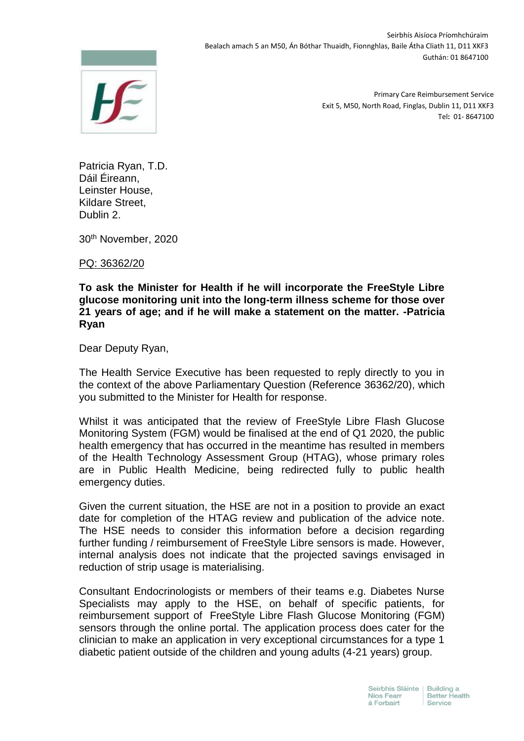Seirbhís Aisíoca Príomhchúraim
Bealach amach 5 an M50, Án Bóthar Thuaidh, Fionnghlas, Baile Átha Cliath 11, D11 XKF3
Guthán: 01 8647100

Primary Care Reimbursement Service
Exit 5, M50, North Road, Finglas, Dublin 11, D11 XKF3
Tel: 01- 8647100

Patricia Ryan, T.D.
Dáil Éireann,
Leinster House,
Kildare Street,
Dublin 2.

30th November, 2020

PQ: 36362/20

**To ask the Minister for Health if he will incorporate the FreeStyle Libre glucose monitoring unit into the long-term illness scheme for those over 21 years of age; and if he will make a statement on the matter. -Patricia Ryan**

Dear Deputy Ryan,

The Health Service Executive has been requested to reply directly to you in the context of the above Parliamentary Question (Reference 36362/20), which you submitted to the Minister for Health for response.

Whilst it was anticipated that the review of FreeStyle Libre Flash Glucose Monitoring System (FGM) would be finalised at the end of Q1 2020, the public health emergency that has occurred in the meantime has resulted in members of the Health Technology Assessment Group (HTAG), whose primary roles are in Public Health Medicine, being redirected fully to public health emergency duties.

Given the current situation, the HSE are not in a position to provide an exact date for completion of the HTAG review and publication of the advice note. The HSE needs to consider this information before a decision regarding further funding / reimbursement of FreeStyle Libre sensors is made. However, internal analysis does not indicate that the projected savings envisaged in reduction of strip usage is materialising.

Consultant Endocrinologists or members of their teams e.g. Diabetes Nurse Specialists may apply to the HSE, on behalf of specific patients, for reimbursement support of FreeStyle Libre Flash Glucose Monitoring (FGM) sensors through the online portal. The application process does cater for the clinician to make an application in very exceptional circumstances for a type 1 diabetic patient outside of the children and young adults (4-21 years) group.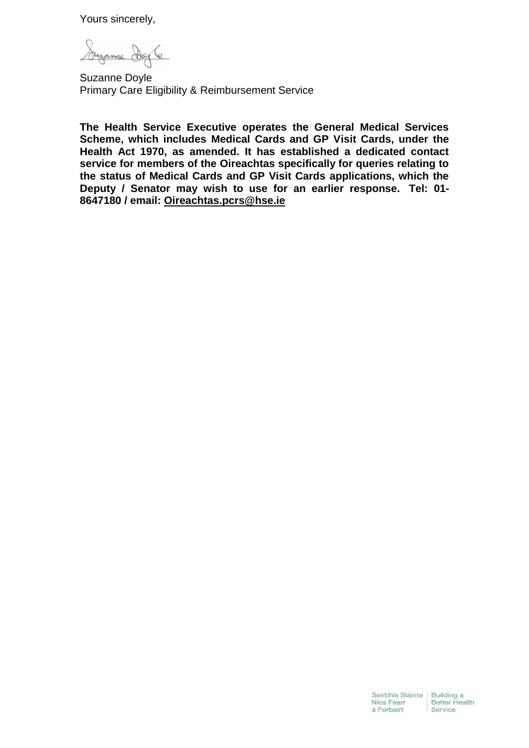Yours sincerely,

Suzanne Doyle
Primary Care Eligibility & Reimbursement Service

**The Health Service Executive operates the General Medical Services Scheme, which includes Medical Cards and GP Visit Cards, under the Health Act 1970, as amended. It has established a dedicated contact service for members of the Oireachtas specifically for queries relating to the status of Medical Cards and GP Visit Cards applications, which the Deputy / Senator may wish to use for an earlier response. Tel: 01-8647180 / email: Oireachtas.pcrs@hse.ie**